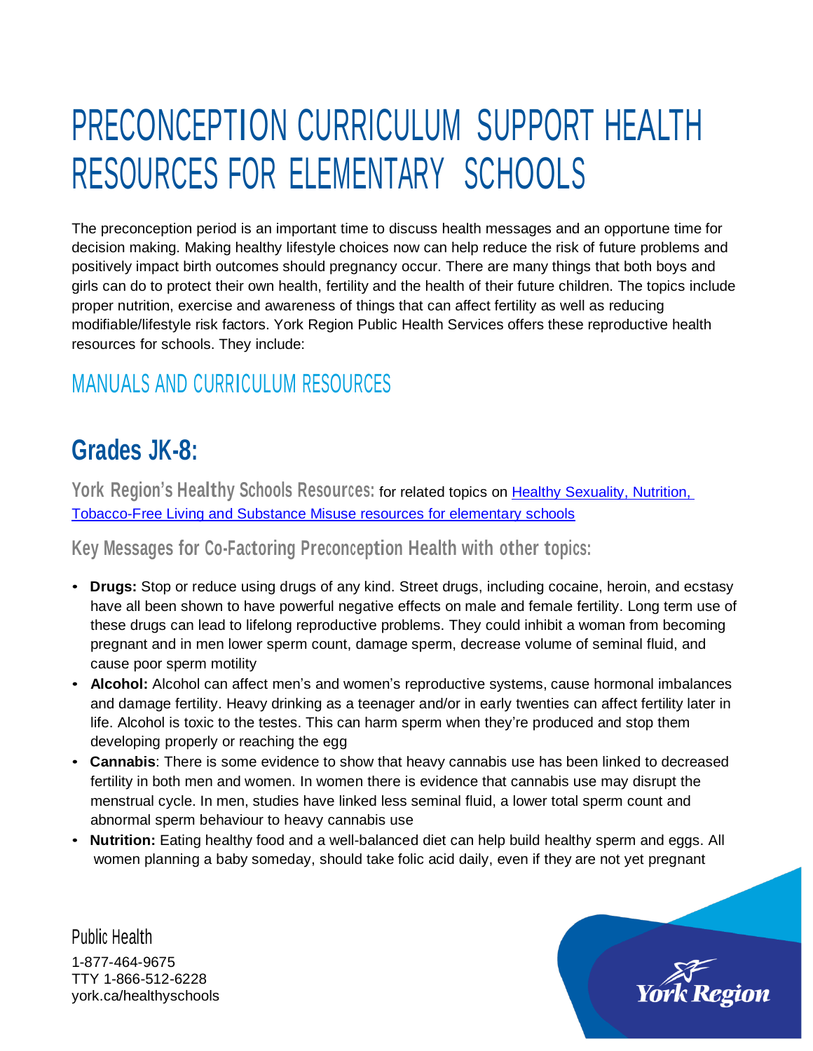# PRECONCEPTION CURRICULUM SUPPORT HEALTH RESOURCES FOR ELEMENTARY SCHOOLS

The preconception period is an important time to discuss health messages and an opportune time for decision making. Making healthy lifestyle choices now can help reduce the risk of future problems and positively impact birth outcomes should pregnancy occur. There are many things that both boys and girls can do to protect their own health, fertility and the health of their future children. The topics include proper nutrition, exercise and awareness of things that can affect fertility as well as reducing modifiable/lifestyle risk factors. York Region Public Health Services offers these reproductive health resources for schools. They include:

## MANUALS AND CURRICULUM RESOURCES

## Grades JK-8:

**York Region's Healthy Schools Resources:** for related topics on [Healthy Sexuality, Nutrition, Tobacco-Free Living and Substance Misuse resources for elementary schools]

**Key Messages for Co-Factoring Preconception Health with other topics:**

- **Drugs:** Stop or reduce using drugs of any kind. Street drugs, including cocaine, heroin, and ecstasy have all been shown to have powerful negative effects on male and female fertility. Long term use of these drugs can lead to lifelong reproductive problems. They could inhibit a woman from becoming pregnant and in men lower sperm count, damage sperm, decrease volume of seminal fluid, and cause poor sperm motility
- **Alcohol:** Alcohol can affect men's and women's reproductive systems, cause hormonal imbalances and damage fertility. Heavy drinking as a teenager and/or in early twenties can affect fertility later in life. Alcohol is toxic to the testes. This can harm sperm when they're produced and stop them developing properly or reaching the egg
- **Cannabis**: There is some evidence to show that heavy cannabis use has been linked to decreased fertility in both men and women. In women there is evidence that cannabis use may disrupt the menstrual cycle. In men, studies have linked less seminal fluid, a lower total sperm count and abnormal sperm behaviour to heavy cannabis use
- **Nutrition:** Eating healthy food and a well-balanced diet can help build healthy sperm and eggs. All women planning a baby someday, should take folic acid daily, even if they are not yet pregnant

Public Health
1-877-464-9675
TTY 1-866-512-6228
york.ca/healthyschools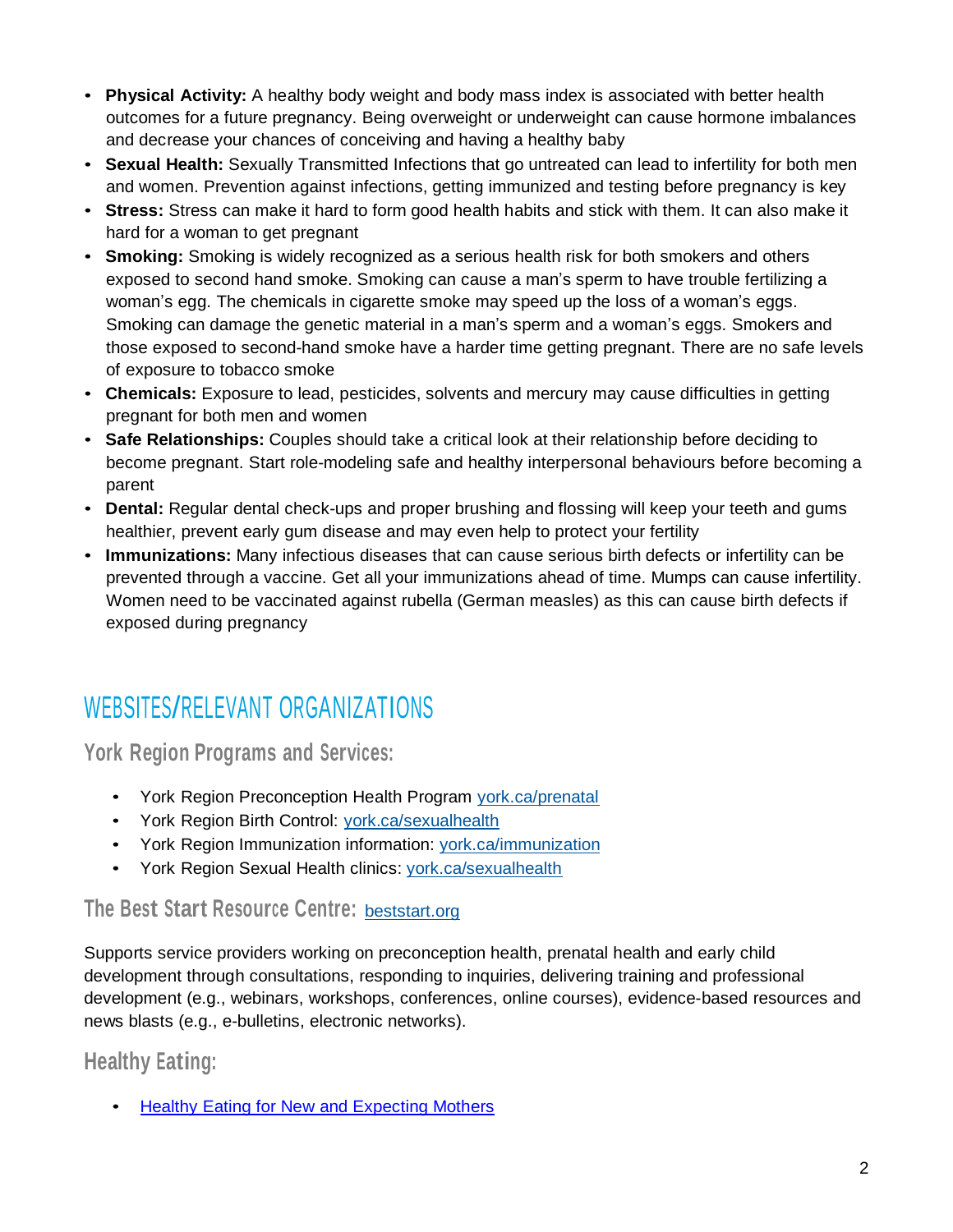- **Physical Activity:** A healthy body weight and body mass index is associated with better health outcomes for a future pregnancy. Being overweight or underweight can cause hormone imbalances and decrease your chances of conceiving and having a healthy baby
- **Sexual Health:** Sexually Transmitted Infections that go untreated can lead to infertility for both men and women. Prevention against infections, getting immunized and testing before pregnancy is key
- **Stress:** Stress can make it hard to form good health habits and stick with them. It can also make it hard for a woman to get pregnant
- **Smoking:** Smoking is widely recognized as a serious health risk for both smokers and others exposed to second hand smoke. Smoking can cause a man's sperm to have trouble fertilizing a woman's egg. The chemicals in cigarette smoke may speed up the loss of a woman's eggs. Smoking can damage the genetic material in a man's sperm and a woman's eggs. Smokers and those exposed to second-hand smoke have a harder time getting pregnant. There are no safe levels of exposure to tobacco smoke
- **Chemicals:** Exposure to lead, pesticides, solvents and mercury may cause difficulties in getting pregnant for both men and women
- **Safe Relationships:** Couples should take a critical look at their relationship before deciding to become pregnant. Start role-modeling safe and healthy interpersonal behaviours before becoming a parent
- **Dental:** Regular dental check-ups and proper brushing and flossing will keep your teeth and gums healthier, prevent early gum disease and may even help to protect your fertility
- **Immunizations:** Many infectious diseases that can cause serious birth defects or infertility can be prevented through a vaccine. Get all your immunizations ahead of time. Mumps can cause infertility. Women need to be vaccinated against rubella (German measles) as this can cause birth defects if exposed during pregnancy

## WEBSITES/RELEVANT ORGANIZATIONS

### York Region Programs and Services:

- York Region Preconception Health Program york.ca/prenatal
- York Region Birth Control: york.ca/sexualhealth
- York Region Immunization information: york.ca/immunization
- York Region Sexual Health clinics: york.ca/sexualhealth

### The Best Start Resource Centre: beststart.org

Supports service providers working on preconception health, prenatal health and early child development through consultations, responding to inquiries, delivering training and professional development (e.g., webinars, workshops, conferences, online courses), evidence-based resources and news blasts (e.g., e-bulletins, electronic networks).

### Healthy Eating:

- Healthy Eating for New and Expecting Mothers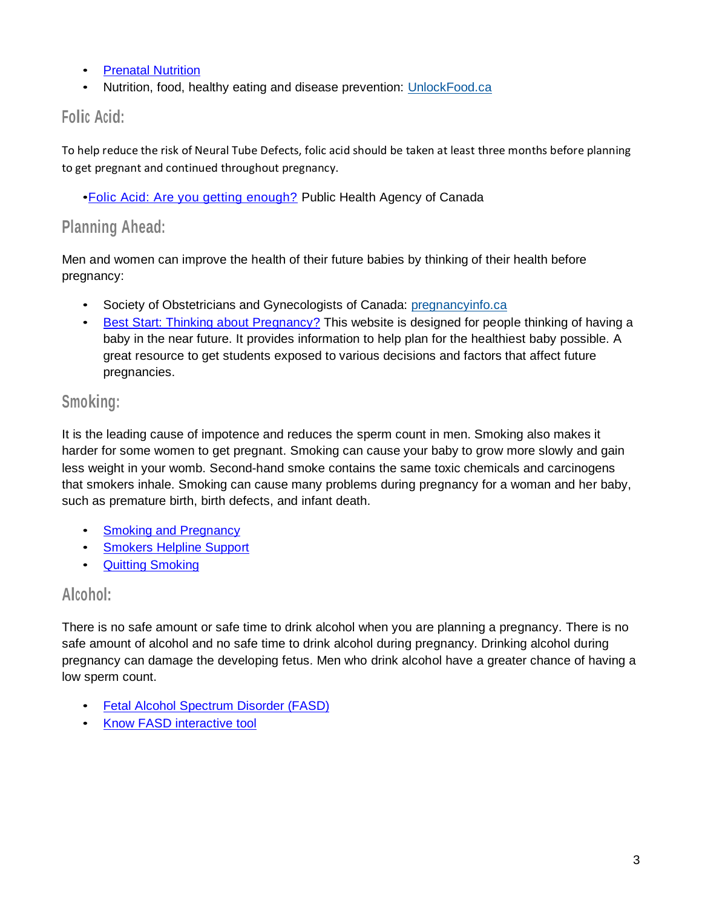- Prenatal Nutrition
- Nutrition, food, healthy eating and disease prevention: UnlockFood.ca

## Folic Acid:

To help reduce the risk of Neural Tube Defects, folic acid should be taken at least three months before planning to get pregnant and continued throughout pregnancy.

- Folic Acid: Are you getting enough? Public Health Agency of Canada

## Planning Ahead:

Men and women can improve the health of their future babies by thinking of their health before pregnancy:

- Society of Obstetricians and Gynecologists of Canada: pregnancyinfo.ca
- Best Start: Thinking about Pregnancy? This website is designed for people thinking of having a baby in the near future. It provides information to help plan for the healthiest baby possible. A great resource to get students exposed to various decisions and factors that affect future pregnancies.

## Smoking:

It is the leading cause of impotence and reduces the sperm count in men. Smoking also makes it harder for some women to get pregnant. Smoking can cause your baby to grow more slowly and gain less weight in your womb. Second-hand smoke contains the same toxic chemicals and carcinogens that smokers inhale. Smoking can cause many problems during pregnancy for a woman and her baby, such as premature birth, birth defects, and infant death.

- Smoking and Pregnancy
- Smokers Helpline Support
- Quitting Smoking

## Alcohol:

There is no safe amount or safe time to drink alcohol when you are planning a pregnancy. There is no safe amount of alcohol and no safe time to drink alcohol during pregnancy. Drinking alcohol during pregnancy can damage the developing fetus. Men who drink alcohol have a greater chance of having a low sperm count.

- Fetal Alcohol Spectrum Disorder (FASD)
- Know FASD interactive tool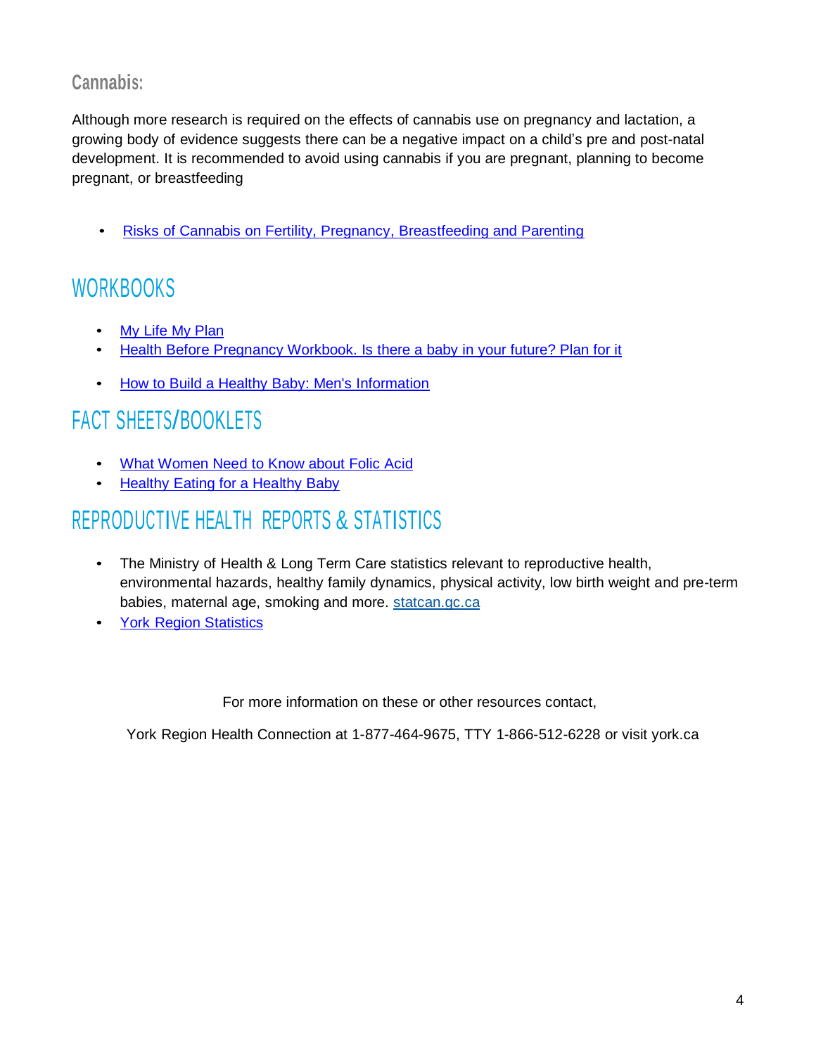### Cannabis:

Although more research is required on the effects of cannabis use on pregnancy and lactation, a growing body of evidence suggests there can be a negative impact on a child's pre and post-natal development. It is recommended to avoid using cannabis if you are pregnant, planning to become pregnant, or breastfeeding

- Risks of Cannabis on Fertility, Pregnancy, Breastfeeding and Parenting

## WORKBOOKS

- My Life My Plan
- Health Before Pregnancy Workbook. Is there a baby in your future? Plan for it
- How to Build a Healthy Baby: Men's Information

## FACT SHEETS/BOOKLETS

- What Women Need to Know about Folic Acid
- Healthy Eating for a Healthy Baby

## REPRODUCTIVE HEALTH REPORTS & STATISTICS

- The Ministry of Health & Long Term Care statistics relevant to reproductive health, environmental hazards, healthy family dynamics, physical activity, low birth weight and pre-term babies, maternal age, smoking and more. statcan.gc.ca
- York Region Statistics

For more information on these or other resources contact,

York Region Health Connection at 1-877-464-9675, TTY 1-866-512-6228 or visit york.ca